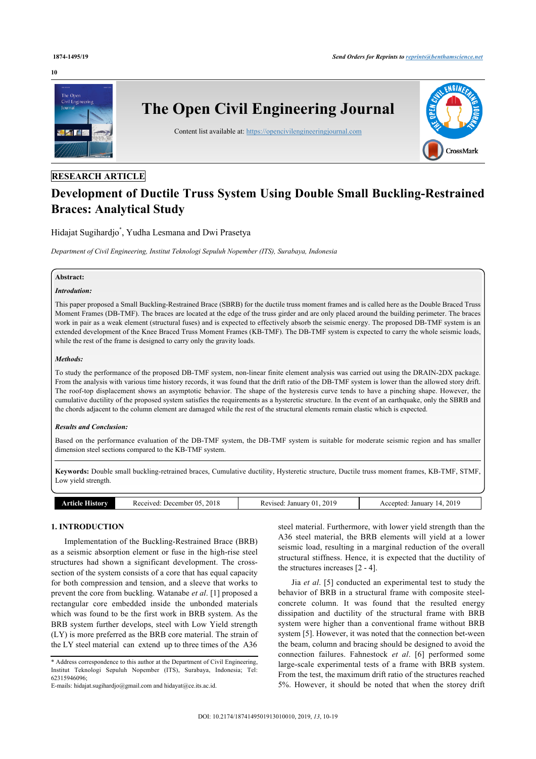RESEARCH ARTICLE

# Development of Ductile Truss System Using Double Small Buckling-Restrained Braces: Analytical Study

Hidajat Sugihardjo*, Yudha Lesmana and Dwi Prasetya

*Department of Civil Engineering, Institut Teknologi Sepuluh Nopember (ITS), Surabaya, Indonesia*

**Abstract:**

***Introduction:***

This paper proposed a Small Buckling-Restrained Brace (SBRB) for the ductile truss moment frames and is called here as the Double Braced Truss Moment Frames (DB-TMF). The braces are located at the edge of the truss girder and are only placed around the building perimeter. The braces work in pair as a weak element (structural fuses) and is expected to effectively absorb the seismic energy. The proposed DB-TMF system is an extended development of the Knee Braced Truss Moment Frames (KB-TMF). The DB-TMF system is expected to carry the whole seismic loads, while the rest of the frame is designed to carry only the gravity loads.

***Methods:***

To study the performance of the proposed DB-TMF system, non-linear finite element analysis was carried out using the DRAIN-2DX package. From the analysis with various time history records, it was found that the drift ratio of the DB-TMF system is lower than the allowed story drift. The roof-top displacement shows an asymptotic behavior. The shape of the hysteresis curve tends to have a pinching shape. However, the cumulative ductility of the proposed system satisfies the requirements as a hysteretic structure. In the event of an earthquake, only the SBRB and the chords adjacent to the column element are damaged while the rest of the structural elements remain elastic which is expected.

***Results and Conclusion:***

Based on the performance evaluation of the DB-TMF system, the DB-TMF system is suitable for moderate seismic region and has smaller dimension steel sections compared to the KB-TMF system.

**Keywords:** Double small buckling-restrained braces, Cumulative ductility, Hysteretic structure, Ductile truss moment frames, KB-TMF, STMF, Low yield strength.

| Article History | Received: December 05, 2018 | Revised: January 01, 2019 | Accepted: January 14, 2019 |
|---|---|---|---|

## 1. INTRODUCTION

Implementation of the Buckling-Restrained Brace (BRB) as a seismic absorption element or fuse in the high-rise steel structures had shown a significant development. The cross-section of the system consists of a core that has equal capacity for both compression and tension, and a sleeve that works to prevent the core from buckling. Watanabe *et al*. [1] proposed a rectangular core embedded inside the unbonded materials which was found to be the first work in BRB system. As the BRB system further develops, steel with Low Yield strength (LY) is more preferred as the BRB core material. The strain of the LY steel material can extend up to three times of the A36 steel material. Furthermore, with lower yield strength than the A36 steel material, the BRB elements will yield at a lower seismic load, resulting in a marginal reduction of the overall structural stiffness. Hence, it is expected that the ductility of the structures increases [2 - 4].

Jia *et al*. [5] conducted an experimental test to study the behavior of BRB in a structural frame with composite steel-concrete column. It was found that the resulted energy dissipation and ductility of the structural frame with BRB system were higher than a conventional frame without BRB system [5]. However, it was noted that the connection bet-ween the beam, column and bracing should be designed to avoid the connection failures. Fahnestock *et al*. [6] performed some large-scale experimental tests of a frame with BRB system. From the test, the maximum drift ratio of the structures reached 5%. However, it should be noted that when the storey drift

* Address correspondence to this author at the Department of Civil Engineering, Institut Teknologi Sepuluh Nopember (ITS), Surabaya, Indonesia; Tel: 62315946096;
E-mails: hidajat.sugihardjo@gmail.com and hidayat@ce.its.ac.id.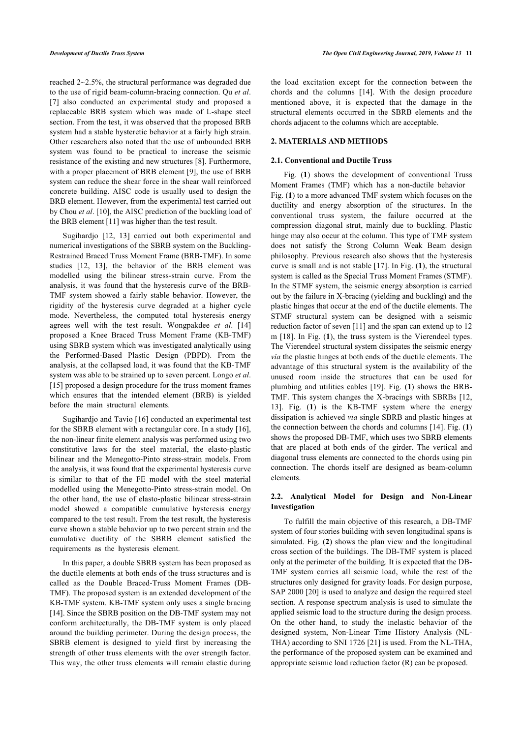reached 2~2.5%, the structural performance was degraded due to the use of rigid beam-column-bracing connection. Qu *et al*. [7] also conducted an experimental study and proposed a replaceable BRB system which was made of L-shape steel section. From the test, it was observed that the proposed BRB system had a stable hysteretic behavior at a fairly high strain. Other researchers also noted that the use of unbounded BRB system was found to be practical to increase the seismic resistance of the existing and new structures [8]. Furthermore, with a proper placement of BRB element [9], the use of BRB system can reduce the shear force in the shear wall reinforced concrete building. AISC code is usually used to design the BRB element. However, from the experimental test carried out by Chou *et al*. [10], the AISC prediction of the buckling load of the BRB element [11] was higher than the test result.

Sugihardjo [12, 13] carried out both experimental and numerical investigations of the SBRB system on the Buckling-Restrained Braced Truss Moment Frame (BRB-TMF). In some studies [12, 13], the behavior of the BRB element was modelled using the bilinear stress-strain curve. From the analysis, it was found that the hysteresis curve of the BRB-TMF system showed a fairly stable behavior. However, the rigidity of the hysteresis curve degraded at a higher cycle mode. Nevertheless, the computed total hysteresis energy agrees well with the test result. Wongpakdee *et al*. [14] proposed a Knee Braced Truss Moment Frame (KB-TMF) using SBRB system which was investigated analytically using the Performed-Based Plastic Design (PBPD). From the analysis, at the collapsed load, it was found that the KB-TMF system was able to be strained up to seven percent. Longo *et al*. [15] proposed a design procedure for the truss moment frames which ensures that the intended element (BRB) is yielded before the main structural elements.

Sugihardjo and Tavio [16] conducted an experimental test for the SBRB element with a rectangular core. In a study [16], the non-linear finite element analysis was performed using two constitutive laws for the steel material, the elasto-plastic bilinear and the Menegotto-Pinto stress-strain models. From the analysis, it was found that the experimental hysteresis curve is similar to that of the FE model with the steel material modelled using the Menegotto-Pinto stress-strain model. On the other hand, the use of elasto-plastic bilinear stress-strain model showed a compatible cumulative hysteresis energy compared to the test result. From the test result, the hysteresis curve shown a stable behavior up to two percent strain and the cumulative ductility of the SBRB element satisfied the requirements as the hysteresis element.

In this paper, a double SBRB system has been proposed as the ductile elements at both ends of the truss structures and is called as the Double Braced-Truss Moment Frames (DB-TMF). The proposed system is an extended development of the KB-TMF system. KB-TMF system only uses a single bracing [14]. Since the SBRB position on the DB-TMF system may not conform architecturally, the DB-TMF system is only placed around the building perimeter. During the design process, the SBRB element is designed to yield first by increasing the strength of other truss elements with the over strength factor. This way, the other truss elements will remain elastic during the load excitation except for the connection between the chords and the columns [14]. With the design procedure mentioned above, it is expected that the damage in the structural elements occurred in the SBRB elements and the chords adjacent to the columns which are acceptable.

## 2. MATERIALS AND METHODS

### 2.1. Conventional and Ductile Truss

Fig. (**1**) shows the development of conventional Truss Moment Frames (TMF) which has a non-ductile behavior Fig. (**1**) to a more advanced TMF system which focuses on the ductility and energy absorption of the structures. In the conventional truss system, the failure occurred at the compression diagonal strut, mainly due to buckling. Plastic hinge may also occur at the column. This type of TMF system does not satisfy the Strong Column Weak Beam design philosophy. Previous research also shows that the hysteresis curve is small and is not stable [17]. In Fig. (**1**), the structural system is called as the Special Truss Moment Frames (STMF). In the STMF system, the seismic energy absorption is carried out by the failure in X-bracing (yielding and buckling) and the plastic hinges that occur at the end of the ductile elements. The STMF structural system can be designed with a seismic reduction factor of seven [11] and the span can extend up to 12 m [18]. In Fig. (**1**), the truss system is the Vierendeel types. The Vierendeel structural system dissipates the seismic energy *via* the plastic hinges at both ends of the ductile elements. The advantage of this structural system is the availability of the unused room inside the structures that can be used for plumbing and utilities cables [19]. Fig. (**1**) shows the BRB-TMF. This system changes the X-bracings with SBRBs [12, 13]. Fig. (**1**) is the KB-TMF system where the energy dissipation is achieved *via* single SBRB and plastic hinges at the connection between the chords and columns [14]. Fig. (**1**) shows the proposed DB-TMF, which uses two SBRB elements that are placed at both ends of the girder. The vertical and diagonal truss elements are connected to the chords using pin connection. The chords itself are designed as beam-column elements.

### 2.2. Analytical Model for Design and Non-Linear Investigation

To fulfill the main objective of this research, a DB-TMF system of four stories building with seven longitudinal spans is simulated. Fig. (**2**) shows the plan view and the longitudinal cross section of the buildings. The DB-TMF system is placed only at the perimeter of the building. It is expected that the DB-TMF system carries all seismic load, while the rest of the structures only designed for gravity loads. For design purpose, SAP 2000 [20] is used to analyze and design the required steel section. A response spectrum analysis is used to simulate the applied seismic load to the structure during the design process. On the other hand, to study the inelastic behavior of the designed system, Non-Linear Time History Analysis (NL-THA) according to SNI 1726 [21] is used. From the NL-THA, the performance of the proposed system can be examined and appropriate seismic load reduction factor (R) can be proposed.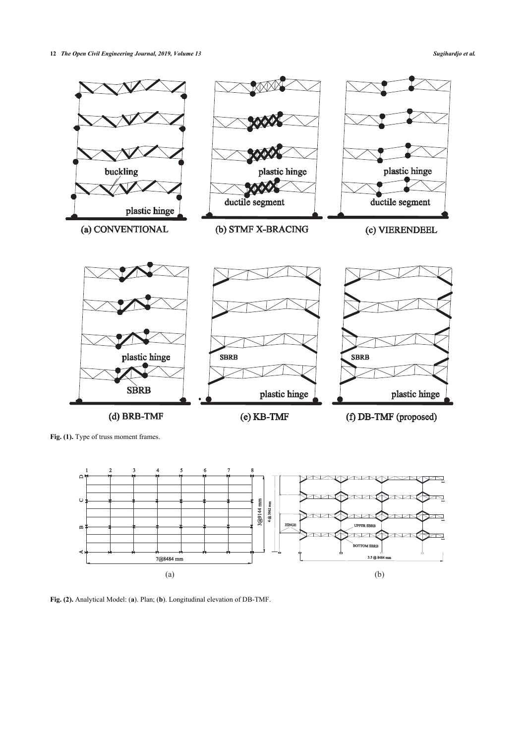Fig. (1). Type of truss moment frames.

Fig. (2). Analytical Model: (a). Plan; (b). Longitudinal elevation of DB-TMF.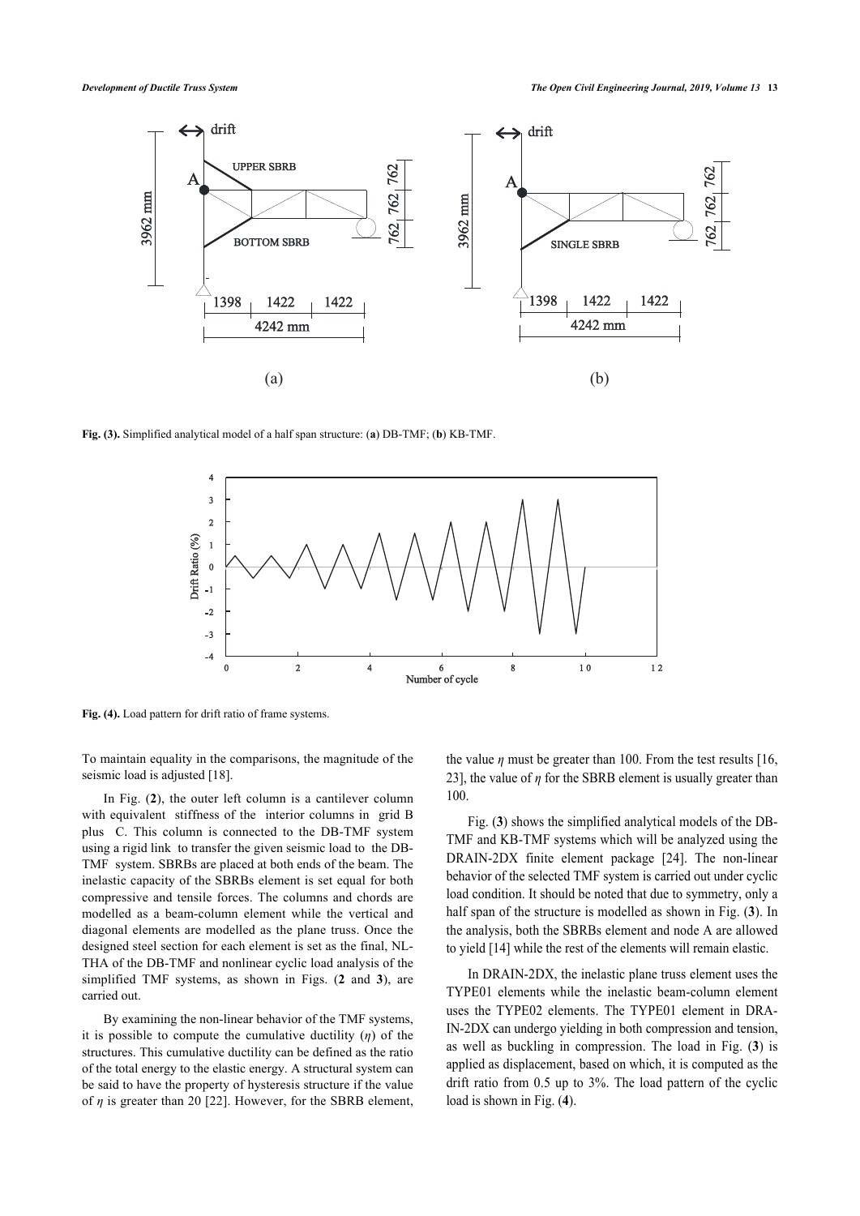Fig. (3). Simplified analytical model of a half span structure: (a) DB-TMF; (b) KB-TMF.

Fig. (4). Load pattern for drift ratio of frame systems.

To maintain equality in the comparisons, the magnitude of the seismic load is adjusted [18].

In Fig. (2), the outer left column is a cantilever column with equivalent stiffness of the interior columns in grid B plus C. This column is connected to the DB-TMF system using a rigid link to transfer the given seismic load to the DB-TMF system. SBRBs are placed at both ends of the beam. The inelastic capacity of the SBRBs element is set equal for both compressive and tensile forces. The columns and chords are modelled as a beam-column element while the vertical and diagonal elements are modelled as the plane truss. Once the designed steel section for each element is set as the final, NL-THA of the DB-TMF and nonlinear cyclic load analysis of the simplified TMF systems, as shown in Figs. (2 and 3), are carried out.

By examining the non-linear behavior of the TMF systems, it is possible to compute the cumulative ductility ($\eta$) of the structures. This cumulative ductility can be defined as the ratio of the total energy to the elastic energy. A structural system can be said to have the property of hysteresis structure if the value of $\eta$ is greater than 20 [22]. However, for the SBRB element, the value $\eta$ must be greater than 100. From the test results [16, 23], the value of $\eta$ for the SBRB element is usually greater than 100.

Fig. (3) shows the simplified analytical models of the DB-TMF and KB-TMF systems which will be analyzed using the DRAIN-2DX finite element package [24]. The non-linear behavior of the selected TMF system is carried out under cyclic load condition. It should be noted that due to symmetry, only a half span of the structure is modelled as shown in Fig. (3). In the analysis, both the SBRBs element and node A are allowed to yield [14] while the rest of the elements will remain elastic.

In DRAIN-2DX, the inelastic plane truss element uses the TYPE01 elements while the inelastic beam-column element uses the TYPE02 elements. The TYPE01 element in DRAIN-2DX can undergo yielding in both compression and tension, as well as buckling in compression. The load in Fig. (3) is applied as displacement, based on which, it is computed as the drift ratio from 0.5 up to 3%. The load pattern of the cyclic load is shown in Fig. (4).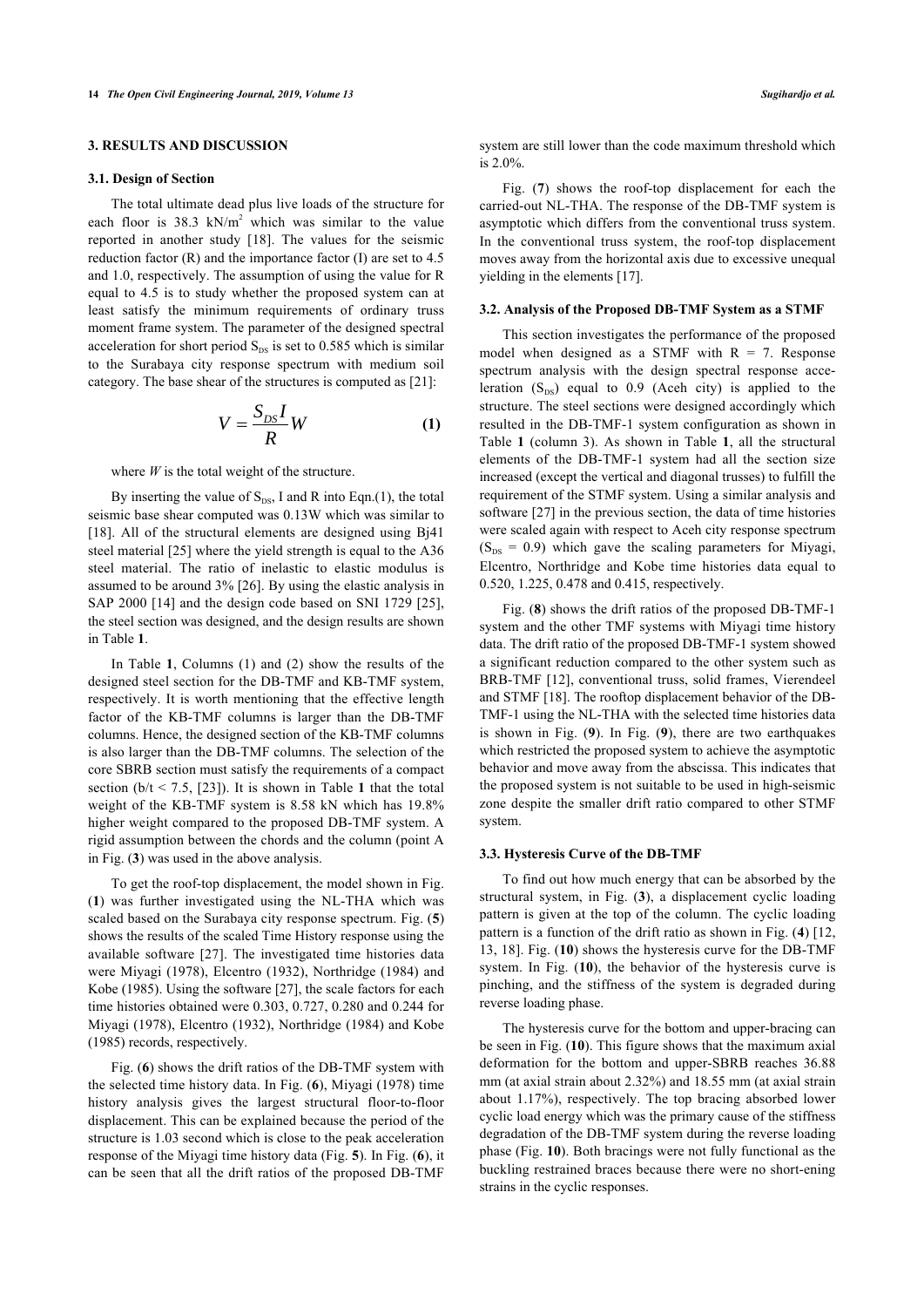## 3. RESULTS AND DISCUSSION

### 3.1. Design of Section

The total ultimate dead plus live loads of the structure for each floor is 38.3 kN/m$^2$ which was similar to the value reported in another study [18]. The values for the seismic reduction factor (R) and the importance factor (I) are set to 4.5 and 1.0, respectively. The assumption of using the value for R equal to 4.5 is to study whether the proposed system can at least satisfy the minimum requirements of ordinary truss moment frame system. The parameter of the designed spectral acceleration for short period $S_{DS}$ is set to 0.585 which is similar to the Surabaya city response spectrum with medium soil category. The base shear of the structures is computed as [21]:

$$V = \frac{S_{DS} I}{R} W \tag{1}$$

where $W$ is the total weight of the structure.

By inserting the value of $S_{DS}$, I and R into Eqn.(1), the total seismic base shear computed was 0.13W which was similar to [18]. All of the structural elements are designed using Bj41 steel material [25] where the yield strength is equal to the A36 steel material. The ratio of inelastic to elastic modulus is assumed to be around 3% [26]. By using the elastic analysis in SAP 2000 [14] and the design code based on SNI 1729 [25], the steel section was designed, and the design results are shown in Table **1**.

In Table **1**, Columns (1) and (2) show the results of the designed steel section for the DB-TMF and KB-TMF system, respectively. It is worth mentioning that the effective length factor of the KB-TMF columns is larger than the DB-TMF columns. Hence, the designed section of the KB-TMF columns is also larger than the DB-TMF columns. The selection of the core SBRB section must satisfy the requirements of a compact section (b/t < 7.5, [23]). It is shown in Table **1** that the total weight of the KB-TMF system is 8.58 kN which has 19.8% higher weight compared to the proposed DB-TMF system. A rigid assumption between the chords and the column (point A in Fig. (**3**) was used in the above analysis.

To get the roof-top displacement, the model shown in Fig. (**1**) was further investigated using the NL-THA which was scaled based on the Surabaya city response spectrum. Fig. (**5**) shows the results of the scaled Time History response using the available software [27]. The investigated time histories data were Miyagi (1978), Elcentro (1932), Northridge (1984) and Kobe (1985). Using the software [27], the scale factors for each time histories obtained were 0.303, 0.727, 0.280 and 0.244 for Miyagi (1978), Elcentro (1932), Northridge (1984) and Kobe (1985) records, respectively.

Fig. (**6**) shows the drift ratios of the DB-TMF system with the selected time history data. In Fig. (**6**), Miyagi (1978) time history analysis gives the largest structural floor-to-floor displacement. This can be explained because the period of the structure is 1.03 second which is close to the peak acceleration response of the Miyagi time history data (Fig. **5**). In Fig. (**6**), it can be seen that all the drift ratios of the proposed DB-TMF system are still lower than the code maximum threshold which is 2.0%.

Fig. (**7**) shows the roof-top displacement for each the carried-out NL-THA. The response of the DB-TMF system is asymptotic which differs from the conventional truss system. In the conventional truss system, the roof-top displacement moves away from the horizontal axis due to excessive unequal yielding in the elements [17].

### 3.2. Analysis of the Proposed DB-TMF System as a STMF

This section investigates the performance of the proposed model when designed as a STMF with R = 7. Response spectrum analysis with the design spectral response acceleration ($S_{DS}$) equal to 0.9 (Aceh city) is applied to the structure. The steel sections were designed accordingly which resulted in the DB-TMF-1 system configuration as shown in Table **1** (column 3). As shown in Table **1**, all the structural elements of the DB-TMF-1 system had all the section size increased (except the vertical and diagonal trusses) to fulfill the requirement of the STMF system. Using a similar analysis and software [27] in the previous section, the data of time histories were scaled again with respect to Aceh city response spectrum ($S_{DS}$ = 0.9) which gave the scaling parameters for Miyagi, Elcentro, Northridge and Kobe time histories data equal to 0.520, 1.225, 0.478 and 0.415, respectively.

Fig. (**8**) shows the drift ratios of the proposed DB-TMF-1 system and the other TMF systems with Miyagi time history data. The drift ratio of the proposed DB-TMF-1 system showed a significant reduction compared to the other system such as BRB-TMF [12], conventional truss, solid frames, Vierendeel and STMF [18]. The rooftop displacement behavior of the DB-TMF-1 using the NL-THA with the selected time histories data is shown in Fig. (**9**). In Fig. (**9**), there are two earthquakes which restricted the proposed system to achieve the asymptotic behavior and move away from the abscissa. This indicates that the proposed system is not suitable to be used in high-seismic zone despite the smaller drift ratio compared to other STMF system.

### 3.3. Hysteresis Curve of the DB-TMF

To find out how much energy that can be absorbed by the structural system, in Fig. (**3**), a displacement cyclic loading pattern is given at the top of the column. The cyclic loading pattern is a function of the drift ratio as shown in Fig. (**4**) [12, 13, 18]. Fig. (**10**) shows the hysteresis curve for the DB-TMF system. In Fig. (**10**), the behavior of the hysteresis curve is pinching, and the stiffness of the system is degraded during reverse loading phase.

The hysteresis curve for the bottom and upper-bracing can be seen in Fig. (**10**). This figure shows that the maximum axial deformation for the bottom and upper-SBRB reaches 36.88 mm (at axial strain about 2.32%) and 18.55 mm (at axial strain about 1.17%), respectively. The top bracing absorbed lower cyclic load energy which was the primary cause of the stiffness degradation of the DB-TMF system during the reverse loading phase (Fig. **10**). Both bracings were not fully functional as the buckling restrained braces because there were no short-ening strains in the cyclic responses.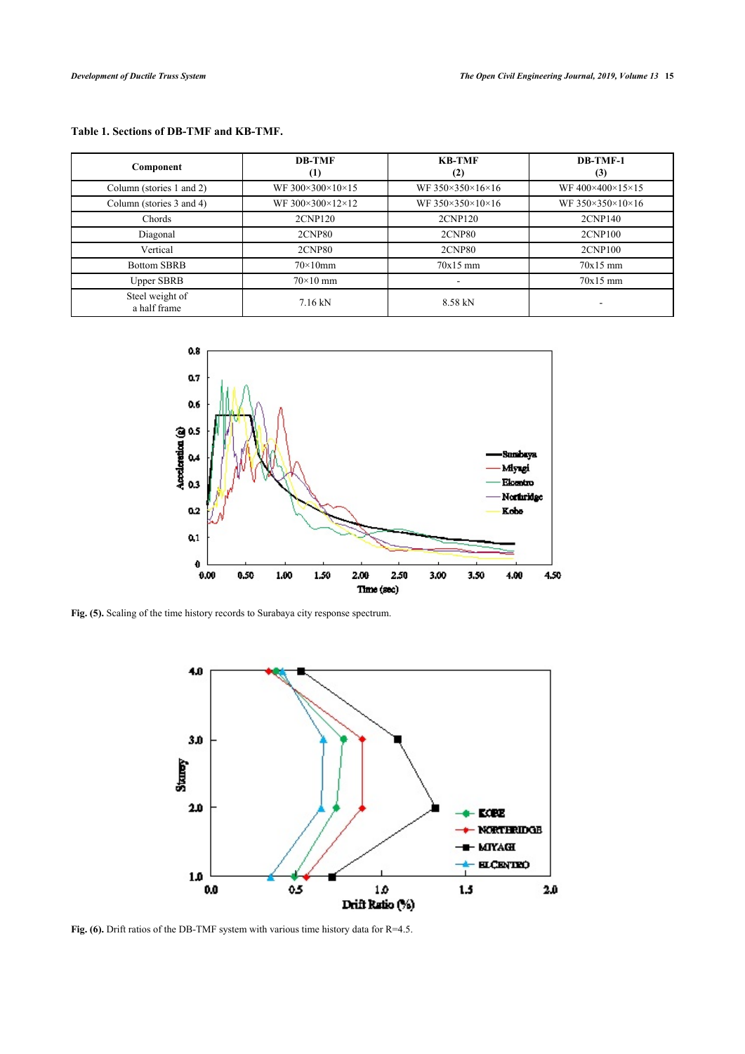**Table 1. Sections of DB-TMF and KB-TMF.**

| Component | DB-TMF (1) | KB-TMF (2) | DB-TMF-1 (3) |
|---|---|---|---|
| Column (stories 1 and 2) | WF 300×300×10×15 | WF 350×350×16×16 | WF 400×400×15×15 |
| Column (stories 3 and 4) | WF 300×300×12×12 | WF 350×350×10×16 | WF 350×350×10×16 |
| Chords | 2CNP120 | 2CNP120 | 2CNP140 |
| Diagonal | 2CNP80 | 2CNP80 | 2CNP100 |
| Vertical | 2CNP80 | 2CNP80 | 2CNP100 |
| Bottom SBRB | 70×10mm | 70x15 mm | 70x15 mm |
| Upper SBRB | 70×10 mm | - | 70x15 mm |
| Steel weight of a half frame | 7.16 kN | 8.58 kN | - |

**Fig. (5).** Scaling of the time history records to Surabaya city response spectrum.

**Fig. (6).** Drift ratios of the DB-TMF system with various time history data for R=4.5.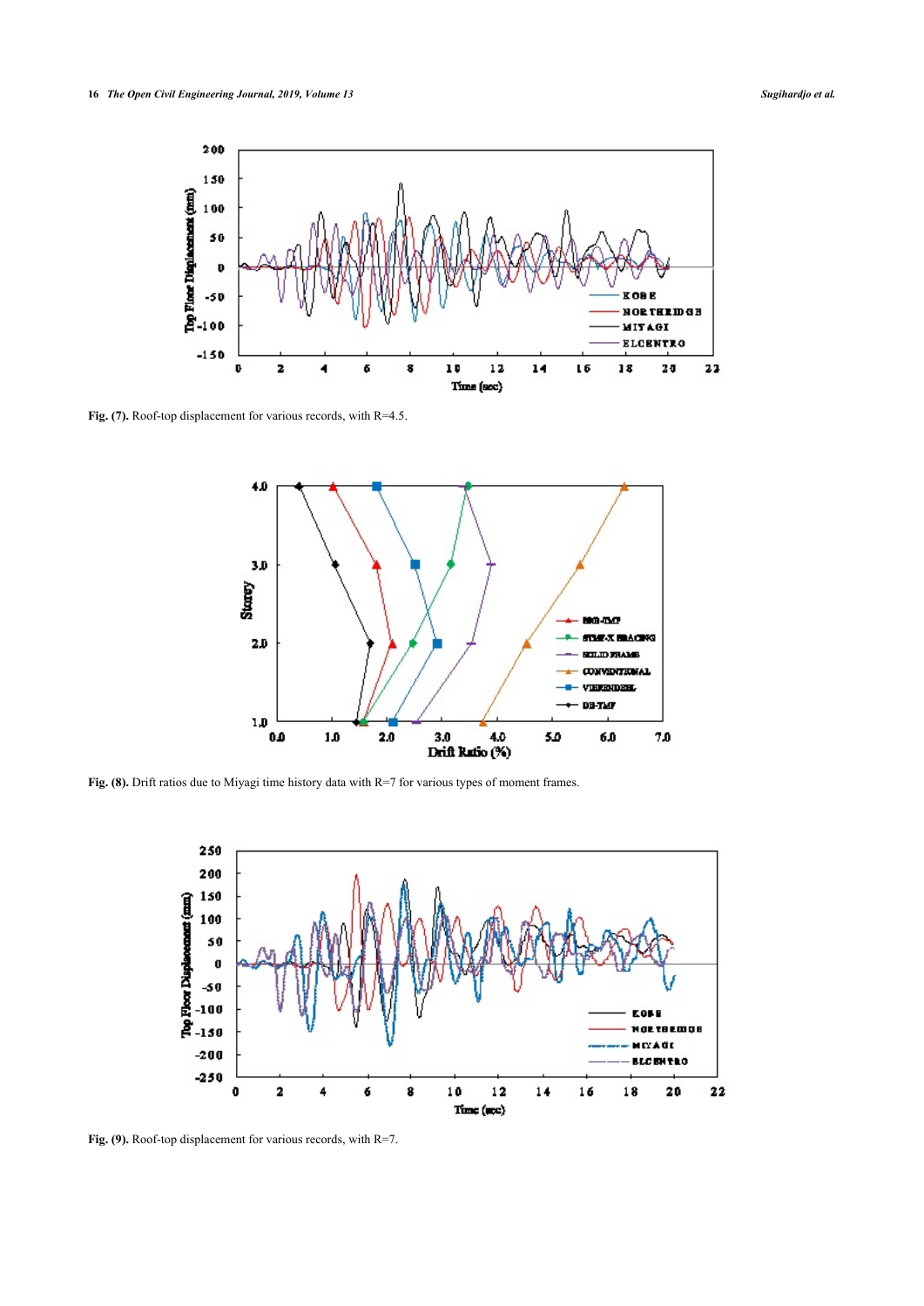**Fig. (7).** Roof-top displacement for various records, with R=4.5.

**Fig. (8).** Drift ratios due to Miyagi time history data with R=7 for various types of moment frames.

**Fig. (9).** Roof-top displacement for various records, with R=7.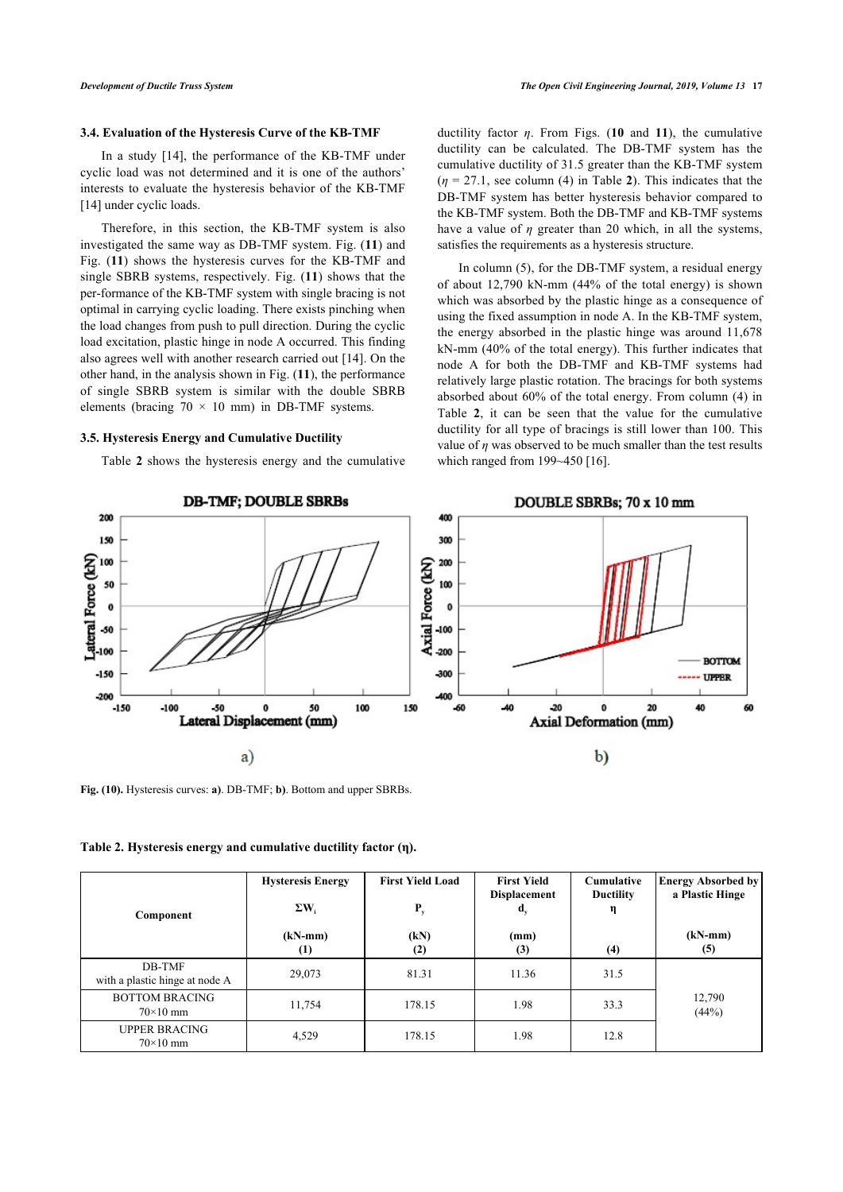### 3.4. Evaluation of the Hysteresis Curve of the KB-TMF

In a study [14], the performance of the KB-TMF under cyclic load was not determined and it is one of the authors' interests to evaluate the hysteresis behavior of the KB-TMF [14] under cyclic loads.

Therefore, in this section, the KB-TMF system is also investigated the same way as DB-TMF system. Fig. (**11**) and Fig. (**11**) shows the hysteresis curves for the KB-TMF and single SBRB systems, respectively. Fig. (**11**) shows that the per-formance of the KB-TMF system with single bracing is not optimal in carrying cyclic loading. There exists pinching when the load changes from push to pull direction. During the cyclic load excitation, plastic hinge in node A occurred. This finding also agrees well with another research carried out [14]. On the other hand, in the analysis shown in Fig. (**11**), the performance of single SBRB system is similar with the double SBRB elements (bracing 70 × 10 mm) in DB-TMF systems.

### 3.5. Hysteresis Energy and Cumulative Ductility

Table **2** shows the hysteresis energy and the cumulative ductility factor $\eta$. From Figs. (**10 and 11**), the cumulative ductility can be calculated. The DB-TMF system has the cumulative ductility of 31.5 greater than the KB-TMF system ($\eta$ = 27.1, see column (4) in Table **2**). This indicates that the DB-TMF system has better hysteresis behavior compared to the KB-TMF system. Both the DB-TMF and KB-TMF systems have a value of $\eta$ greater than 20 which, in all the systems, satisfies the requirements as a hysteresis structure.

In column (5), for the DB-TMF system, a residual energy of about 12,790 kN-mm (44% of the total energy) is shown which was absorbed by the plastic hinge as a consequence of using the fixed assumption in node A. In the KB-TMF system, the energy absorbed in the plastic hinge was around 11,678 kN-mm (40% of the total energy). This further indicates that node A for both the DB-TMF and KB-TMF systems had relatively large plastic rotation. The bracings for both systems absorbed about 60% of the total energy. From column (4) in Table **2**, it can be seen that the value for the cumulative ductility for all type of bracings is still lower than 100. This value of $\eta$ was observed to be much smaller than the test results which ranged from 199~450 [16].

**Fig. (10).** Hysteresis curves: **a)**. DB-TMF; **b)**. Bottom and upper SBRBs.

**Table 2. Hysteresis energy and cumulative ductility factor (η).**

| Component | Hysteresis Energy $\Sigma W_i$ (kN-mm) (1) | First Yield Load $P_y$ (kN) (2) | First Yield Displacement $d_y$ (mm) (3) | Cumulative Ductility $\eta$ (4) | Energy Absorbed by a Plastic Hinge (kN-mm) (5) |
|---|---|---|---|---|---|
| DB-TMF with a plastic hinge at node A | 29,073 | 81.31 | 11.36 | 31.5 | 12,790 (44%) |
| BOTTOM BRACING 70×10 mm | 11,754 | 178.15 | 1.98 | 33.3 | |
| UPPER BRACING 70×10 mm | 4,529 | 178.15 | 1.98 | 12.8 | |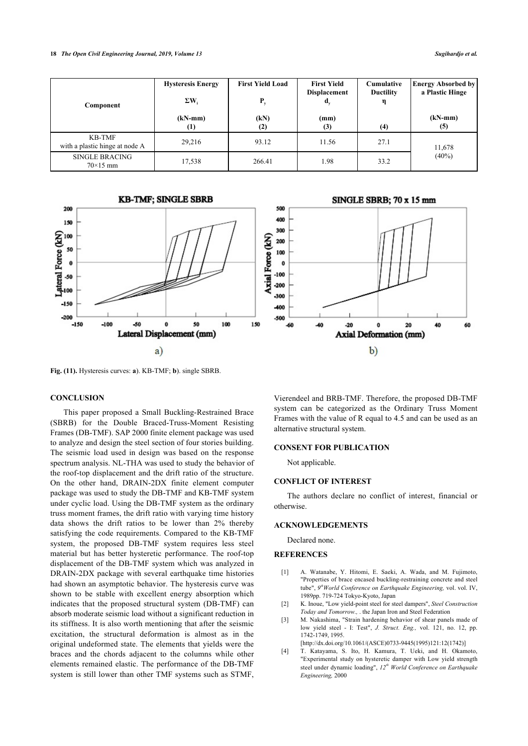| Component | Hysteresis Energy $\Sigma W_i$ (kN-mm) (1) | First Yield Load $P_y$ (kN) (2) | First Yield Displacement $d_y$ (mm) (3) | Cumulative Ductility $\eta$ (4) | Energy Absorbed by a Plastic Hinge (kN-mm) (5) |
|---|---|---|---|---|---|
| KB-TMF with a plastic hinge at node A | 29,216 | 93.12 | 11.56 | 27.1 | 11,678 (40%) |
| SINGLE BRACING 70×15 mm | 17,538 | 266.41 | 1.98 | 33.2 | |

**Fig. (11).** Hysteresis curves: **a**). KB-TMF; **b**). single SBRB.

## CONCLUSION

This paper proposed a Small Buckling-Restrained Brace (SBRB) for the Double Braced-Truss-Moment Resisting Frames (DB-TMF). SAP 2000 finite element package was used to analyze and design the steel section of four stories building. The seismic load used in design was based on the response spectrum analysis. NL-THA was used to study the behavior of the roof-top displacement and the drift ratio of the structure. On the other hand, DRAIN-2DX finite element computer package was used to study the DB-TMF and KB-TMF system under cyclic load. Using the DB-TMF system as the ordinary truss moment frames, the drift ratio with varying time history data shows the drift ratios to be lower than 2% thereby satisfying the code requirements. Compared to the KB-TMF system, the proposed DB-TMF system requires less steel material but has better hysteretic performance. The roof-top displacement of the DB-TMF system which was analyzed in DRAIN-2DX package with several earthquake time histories had shown an asymptotic behavior. The hysteresis curve was shown to be stable with excellent energy absorption which indicates that the proposed structural system (DB-TMF) can absorb moderate seismic load without a significant reduction in its stiffness. It is also worth mentioning that after the seismic excitation, the structural deformation is almost as in the original undeformed state. The elements that yields were the braces and the chords adjacent to the columns while other elements remained elastic. The performance of the DB-TMF system is still lower than other TMF systems such as STMF, Vierendeel and BRB-TMF. Therefore, the proposed DB-TMF system can be categorized as the Ordinary Truss Moment Frames with the value of R equal to 4.5 and can be used as an alternative structural system.

## CONSENT FOR PUBLICATION

Not applicable.

## CONFLICT OF INTEREST

The authors declare no conflict of interest, financial or otherwise.

## ACKNOWLEDGEMENTS

Declared none.

## REFERENCES

[1] A. Watanabe, Y. Hitomi, E. Saeki, A. Wada, and M. Fujimoto, "Properties of brace encased buckling-restraining concrete and steel tube", *9th World Conference on Earthquake Engineering,* vol. vol. IV, 1989pp. 719-724 Tokyo-Kyoto, Japan

[2] K. Inoue, "Low yield-point steel for steel dampers", *Steel Construction Today and Tomorrow.,* . the Japan Iron and Steel Federation

[3] M. Nakashima, "Strain hardening behavior of shear panels made of low yield steel - I: Test", *J. Struct. Eng.,* vol. 121, no. 12, pp. 1742-1749, 1995. [http://dx.doi.org/10.1061/(ASCE)0733-9445(1995)121:12(1742)]

[4] T. Katayama, S. Ito, H. Kamura, T. Ueki, and H. Okamoto, "Experimental study on hysteretic damper with Low yield strength steel under dynamic loading", *12th World Conference on Earthquake Engineering,* 2000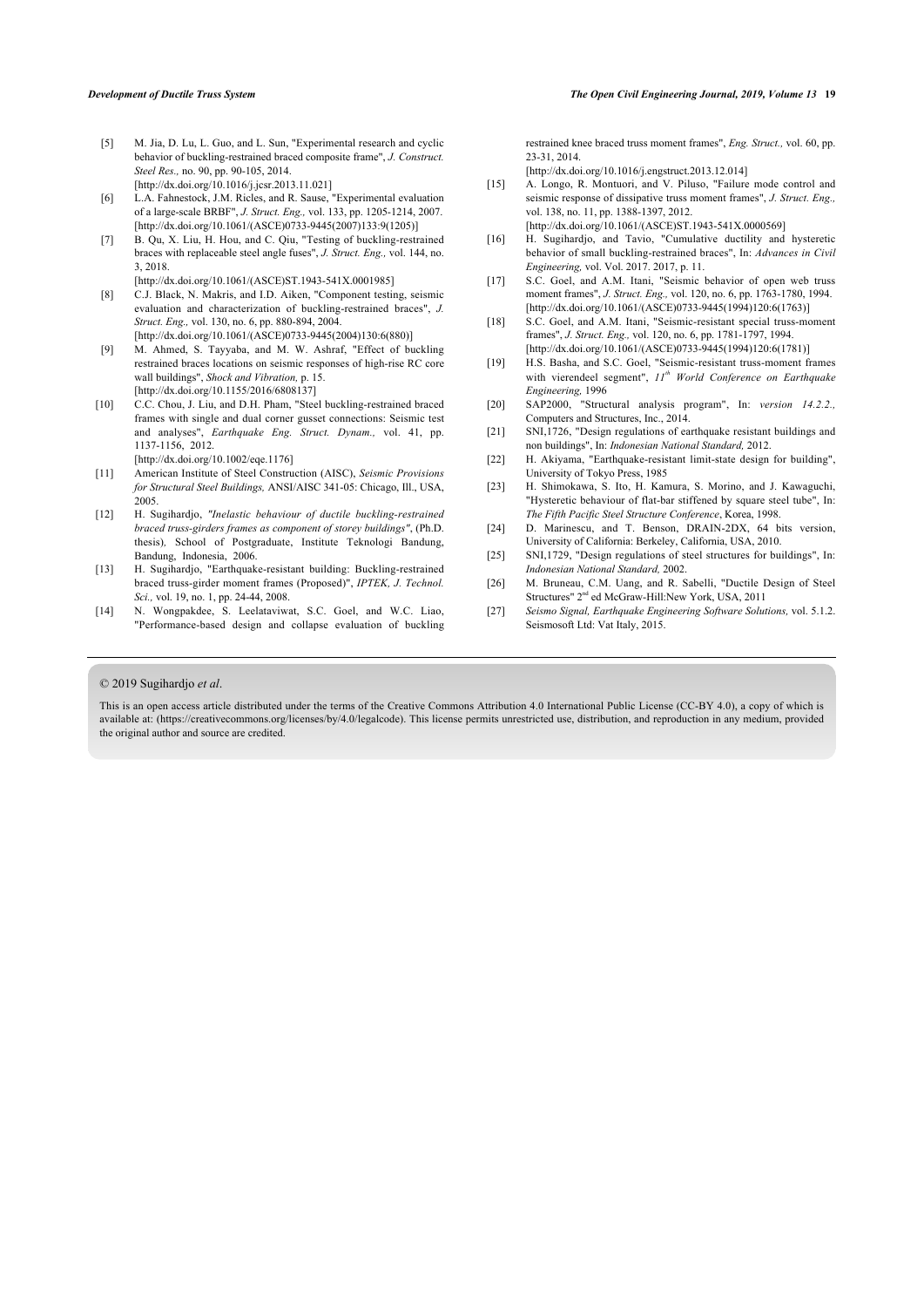[5] M. Jia, D. Lu, L. Guo, and L. Sun, "Experimental research and cyclic behavior of buckling-restrained braced composite frame", *J. Construct. Steel Res.,* no. 90, pp. 90-105, 2014. [http://dx.doi.org/10.1016/j.jcsr.2013.11.021]

[6] L.A. Fahnestock, J.M. Ricles, and R. Sause, "Experimental evaluation of a large-scale BRBF", *J. Struct. Eng.,* vol. 133, pp. 1205-1214, 2007. [http://dx.doi.org/10.1061/(ASCE)0733-9445(2007)133:9(1205)]

[7] B. Qu, X. Liu, H. Hou, and C. Qiu, "Testing of buckling-restrained braces with replaceable steel angle fuses", *J. Struct. Eng.,* vol. 144, no. 3, 2018. [http://dx.doi.org/10.1061/(ASCE)ST.1943-541X.0001985]

[8] C.J. Black, N. Makris, and I.D. Aiken, "Component testing, seismic evaluation and characterization of buckling-restrained braces", *J. Struct. Eng.,* vol. 130, no. 6, pp. 880-894, 2004. [http://dx.doi.org/10.1061/(ASCE)0733-9445(2004)130:6(880)]

[9] M. Ahmed, S. Tayyaba, and M. W. Ashraf, "Effect of buckling restrained braces locations on seismic responses of high-rise RC core wall buildings", *Shock and Vibration,* p. 15. [http://dx.doi.org/10.1155/2016/6808137]

[10] C.C. Chou, J. Liu, and D.H. Pham, "Steel buckling-restrained braced frames with single and dual corner gusset connections: Seismic test and analyses", *Earthquake Eng. Struct. Dynam.,* vol. 41, pp. 1137-1156, 2012. [http://dx.doi.org/10.1002/eqe.1176]

[11] American Institute of Steel Construction (AISC), *Seismic Provisions for Structural Steel Buildings,* ANSI/AISC 341-05: Chicago, Ill., USA, 2005.

[12] H. Sugihardjo, *"Inelastic behaviour of ductile buckling-restrained braced truss-girders frames as component of storey buildings"*, (Ph.D. thesis), School of Postgraduate, Institute Teknologi Bandung, Bandung, Indonesia, 2006.

[13] H. Sugihardjo, "Earthquake-resistant building: Buckling-restrained braced truss-girder moment frames (Proposed)", *IPTEK, J. Technol. Sci.,* vol. 19, no. 1, pp. 24-44, 2008.

[14] N. Wongpakdee, S. Leelataviwat, S.C. Goel, and W.C. Liao, "Performance-based design and collapse evaluation of buckling restrained knee braced truss moment frames", *Eng. Struct.,* vol. 60, pp. 23-31, 2014. [http://dx.doi.org/10.1016/j.engstruct.2013.12.014]

[15] A. Longo, R. Montuori, and V. Piluso, "Failure mode control and seismic response of dissipative truss moment frames", *J. Struct. Eng.,* vol. 138, no. 11, pp. 1388-1397, 2012. [http://dx.doi.org/10.1061/(ASCE)ST.1943-541X.0000569]

[16] H. Sugihardjo, and Tavio, "Cumulative ductility and hysteretic behavior of small buckling-restrained braces", In: *Advances in Civil Engineering,* vol. Vol. 2017. 2017, p. 11.

[17] S.C. Goel, and A.M. Itani, "Seismic behavior of open web truss moment frames", *J. Struct. Eng.,* vol. 120, no, 6, pp. 1763-1780, 1994. [http://dx.doi.org/10.1061/(ASCE)0733-9445(1994)120:6(1763)]

[18] S.C. Goel, and A.M. Itani, "Seismic-resistant special truss-moment frames", *J. Struct. Eng.,* vol. 120, no. 6, pp. 1781-1797, 1994. [http://dx.doi.org/10.1061/(ASCE)0733-9445(1994)120:6(1781)]

[19] H.S. Basha, and S.C. Goel, "Seismic-resistant truss-moment frames with vierendeel segment", *11th World Conference on Earthquake Engineering,* 1996

[20] SAP2000, "Structural analysis program", In: *version 14.2.2.,* Computers and Structures, Inc., 2014.

[21] SNI,1726, "Design regulations of earthquake resistant buildings and non buildings", In: *Indonesian National Standard,* 2012.

[22] H. Akiyama, "Earthquake-resistant limit-state design for building", University of Tokyo Press, 1985

[23] H. Shimokawa, S. Ito, H. Kamura, S. Morino, and J. Kawaguchi, "Hysteretic behaviour of flat-bar stiffened by square steel tube", In: *The Fifth Pacific Steel Structure Conference*, Korea, 1998.

[24] D. Marinescu, and T. Benson, DRAIN-2DX, 64 bits version, University of California: Berkeley, California, USA, 2010.

[25] SNI,1729, "Design regulations of steel structures for buildings", In: *Indonesian National Standard,* 2002.

[26] M. Bruneau, C.M. Uang, and R. Sabelli, "Ductile Design of Steel Structures" 2nd ed McGraw-Hill:New York, USA, 2011

[27] *Seismo Signal, Earthquake Engineering Software Solutions,* vol. 5.1.2. Seismosoft Ltd: Vat Italy, 2015.

© 2019 Sugihardjo *et al*.

This is an open access article distributed under the terms of the Creative Commons Attribution 4.0 International Public License (CC-BY 4.0), a copy of which is available at: (https://creativecommons.org/licenses/by/4.0/legalcode). This license permits unrestricted use, distribution, and reproduction in any medium, provided the original author and source are credited.